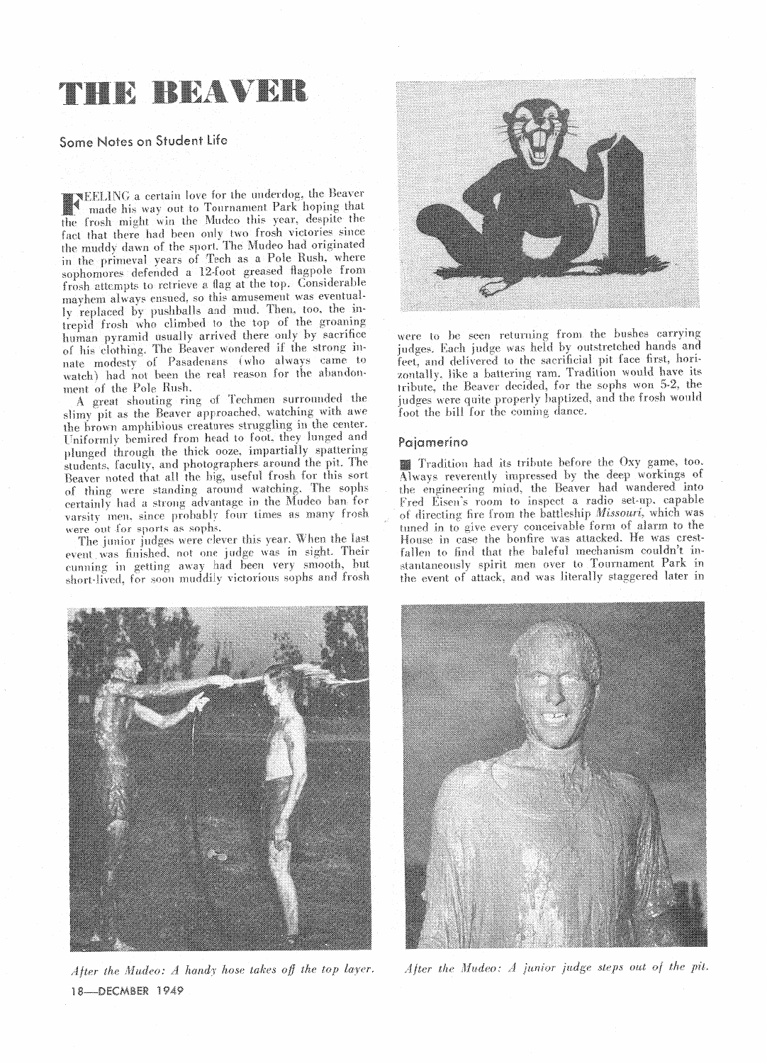# THE BEAVER

## Some Notes on Student Life

Feeling a certain love for the underdog, the Beaver made his way out to Tournament Park hoping that the frosh might win the Mudeo this year, despite the fact that there had been only two frosh victories since the muddy dawn of the sport. The Mudeo had originated in the primeval years of Tech as a Pole Rush, where sophomores defended a 12-foot greased flagpole from frosh attempts to retrieve a flag at the top. Considerable mayhem always ensued, so this amusement was eventually replaced by pushballs and mud. Then, too, the intrepid frosh who climbed to the top of the groaning human pyramid usually arrived there only by sacrifice of his clothing. The Beaver wondered if the strong innate modesty of Pasadenans (who always came to watch) had not been the real reason for the abandonment of the Pole Rush.

A great shouting ring of Techmen surrounded the slimy pit as the Beaver approached, watching with awe the brown amphibious creatures struggling in the center. Uniformly bemired from head to foot, they lunged and plunged through the thick ooze, impartially spattering students, faculty, and photographers around the pit. The Beaver noted that all the big, useful frosh for this sort of thing were standing around watching. The sophs certainly had a strong advantage in the Mudeo ban for varsity men, since probably four times as many frosh were out for sports as sophs.

The junior judges were clever this year. When the last event was finished, not one judge was in sight. Their cunning in getting away had been very smooth, but short-lived, for soon muddily victorious sophs and frosh were to be seen returning from the bushes carrying judges. Each judge was held by outstretched hands and feet, and delivered to the sacrificial pit face first, horizontally, like a battering ram. Tradition would have its tribute, the Beaver decided, for the sophs won 5-2, the judges were quite properly baptized, and the frosh would foot the bill for the coming dance.

### Pajamerino

Tradition had its tribute before the Oxy game, too. Always reverently impressed by the deep workings of the engineering mind, the Beaver had wandered into Fred Eisen's room to inspect a radio set-up, capable of directing fire from the battleship *Missouri*, which was tuned in to give every conceivable form of alarm to the House in case the bonfire was attacked. He was crestfallen to find that the baleful mechanism couldn't instantaneously spirit men over to Tournament Park in the event of attack, and was literally staggered later in

*After the Mudeo: A handy hose takes off the top layer.*

*After the Mudeo: A junior judge steps out of the pit.*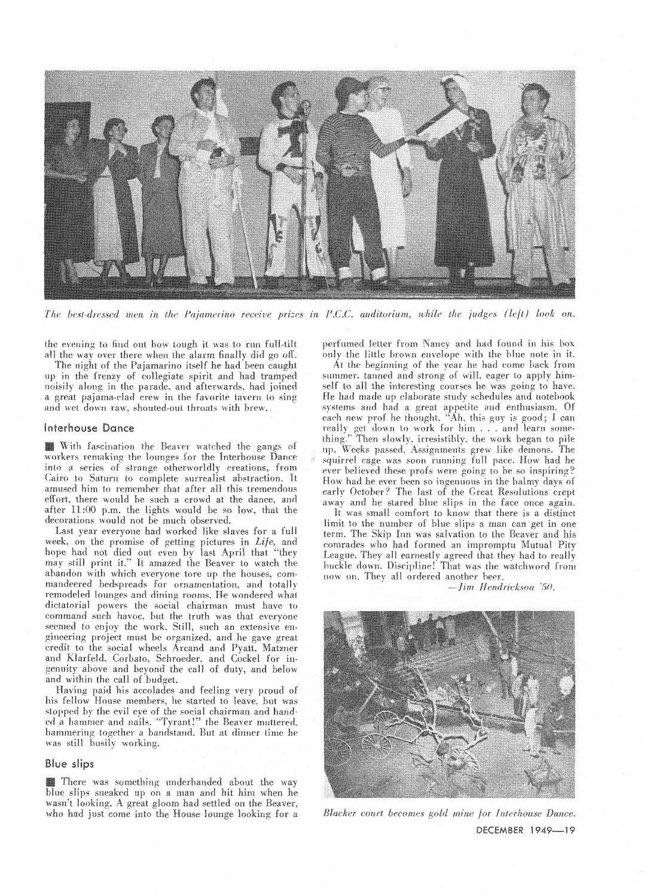*The best-dressed men in the Pajamerino receive prizes in P.C.C. auditorium, while the judges (left) look on.*

the evening to find out how tough it was to run full-tilt all the way over there when the alarm finally did go off.

The night of the Pajamarino itself he had been caught up in the frenzy of collegiate spirit and had tramped noisily along in the parade, and afterwards, had joined a great pajama-clad crew in the favorite tavern to sing and wet down raw, shouted-out throats with brew.

### Interhouse Dance

With fascination the Beaver watched the gangs of workers remaking the lounges for the Interhouse Dance into a series of strange otherworldly creations, from Cairo to Saturn to complete surrealist abstraction. It amused him to remember that after all this tremendous effort, there would be such a crowd at the dance, and after 11:00 p.m. the lights would be so low, that the decorations would not be much observed.

Last year everyone had worked like slaves for a full week, on the promise of getting pictures in *Life*, and hope had not died out even by last April that "they may still print it." It amazed the Beaver to watch the abandon with which everyone tore up the houses, commandeered bedspreads for ornamentation, and totally remodeled lounges and dining rooms. He wondered what dictatorial powers the social chairman must have to command such havoc, but the truth was that everyone seemed to enjoy the work. Still, such an extensive engineering project must be organized, and he gave great credit to the social wheels Arcand and Pyatt, Matzner and Klarfeld, Corbato, Schroeder, and Cockel for ingenuity above and beyond the call of duty, and below and within the call of budget.

Having paid his accolades and feeling very proud of his fellow House members, he started to leave, but was stopped by the evil eye of the social chairman and handed a hammer and nails. "Tyrant!" the Beaver muttered, hammering together a bandstand. But at dinner time he was still busily working.

### Blue slips

There was something underhanded about the way blue slips sneaked up on a man and hit him when he wasn't looking. A great gloom had settled on the Beaver, who had just come into the House lounge looking for a perfumed letter from Nancy and had found in his box only the little brown envelope with the blue note in it.

At the beginning of the year he had come back from summer, tanned and strong of will, eager to apply himself to all the interesting courses he was going to have. He had made up elaborate study schedules and notebook systems and had a great appetite and enthusiasm. Of each new prof he thought, "Ah, this guy is good; I can really get down to work for him . . . and learn something." Then slowly, irresistibly, the work began to pile up. Weeks passed. Assignments grew like demons. The squirrel cage was soon running full pace. How had he ever believed these profs were going to be so inspiring? How had he ever been so ingenuous in the balmy days of early October? The last of the Great Resolutions crept away and he stared blue slips in the face once again.

It was small comfort to know that there is a distinct limit to the number of blue slips a man can get in one term. The Skip Inn was salvation to the Beaver and his comrades who had formed an impromptu Mutual Pity League. They all earnestly agreed that they had to really buckle down. Discipline! That was the watchword from now on. They all ordered another beer.

—*Jim Hendrickson '50.*

*Blacker court becomes gold mine for Interhouse Dance.*